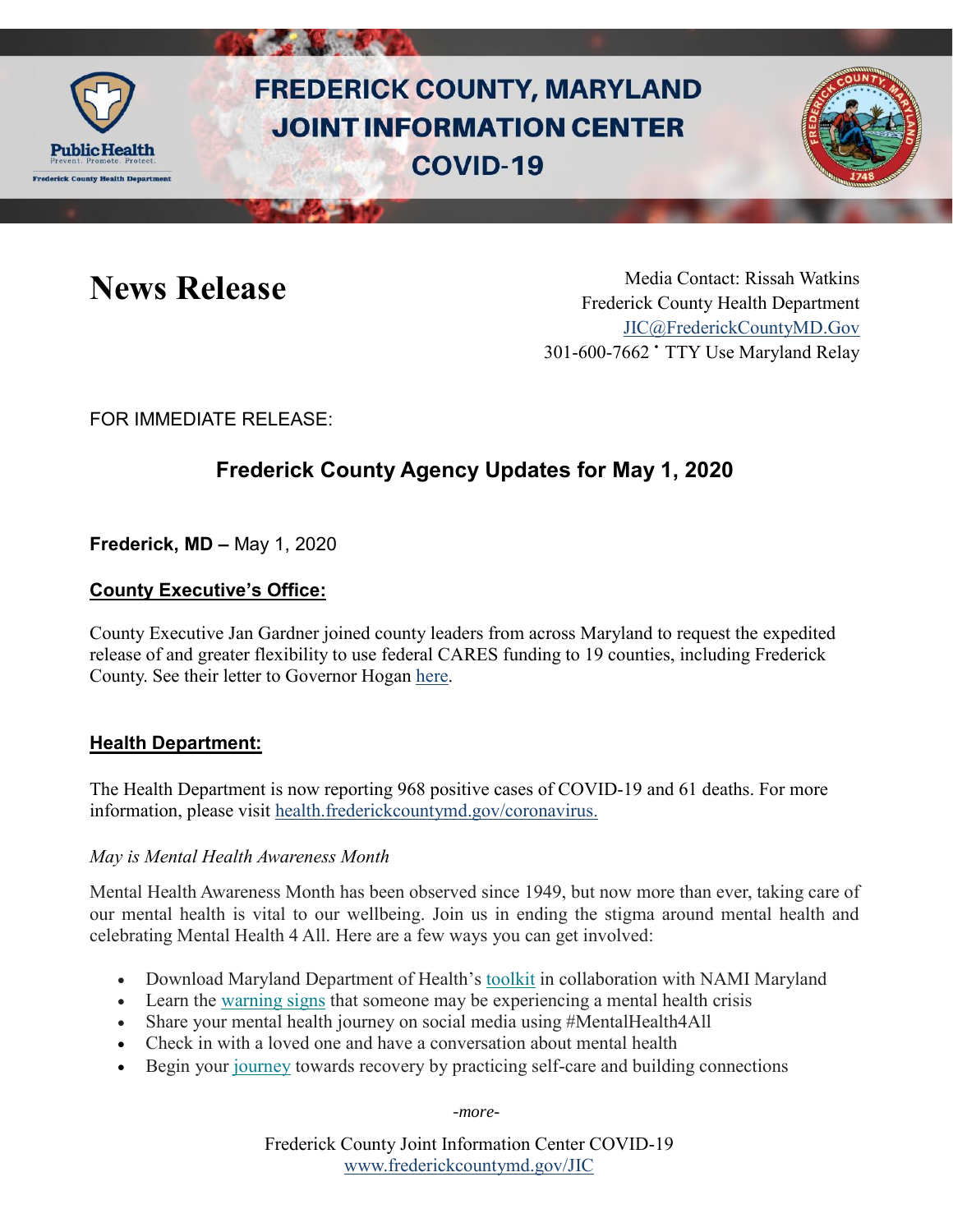# FREDERICK COUNTY, MARYLAND JOINT INFORMATION CENTER COVID-19

## News Release

Media Contact: Rissah Watkins
Frederick County Health Department
JIC@FrederickCountyMD.Gov
301-600-7662 • TTY Use Maryland Relay

FOR IMMEDIATE RELEASE:

### Frederick County Agency Updates for May 1, 2020

**Frederick, MD –** May 1, 2020

**County Executive's Office:**

County Executive Jan Gardner joined county leaders from across Maryland to request the expedited release of and greater flexibility to use federal CARES funding to 19 counties, including Frederick County. See their letter to Governor Hogan here.

**Health Department:**

The Health Department is now reporting 968 positive cases of COVID-19 and 61 deaths. For more information, please visit health.frederickcountymd.gov/coronavirus.

*May is Mental Health Awareness Month*

Mental Health Awareness Month has been observed since 1949, but now more than ever, taking care of our mental health is vital to our wellbeing. Join us in ending the stigma around mental health and celebrating Mental Health 4 All. Here are a few ways you can get involved:

- Download Maryland Department of Health's toolkit in collaboration with NAMI Maryland
- Learn the warning signs that someone may be experiencing a mental health crisis
- Share your mental health journey on social media using #MentalHealth4All
- Check in with a loved one and have a conversation about mental health
- Begin your journey towards recovery by practicing self-care and building connections

*-more-*

Frederick County Joint Information Center COVID-19
www.frederickcountymd.gov/JIC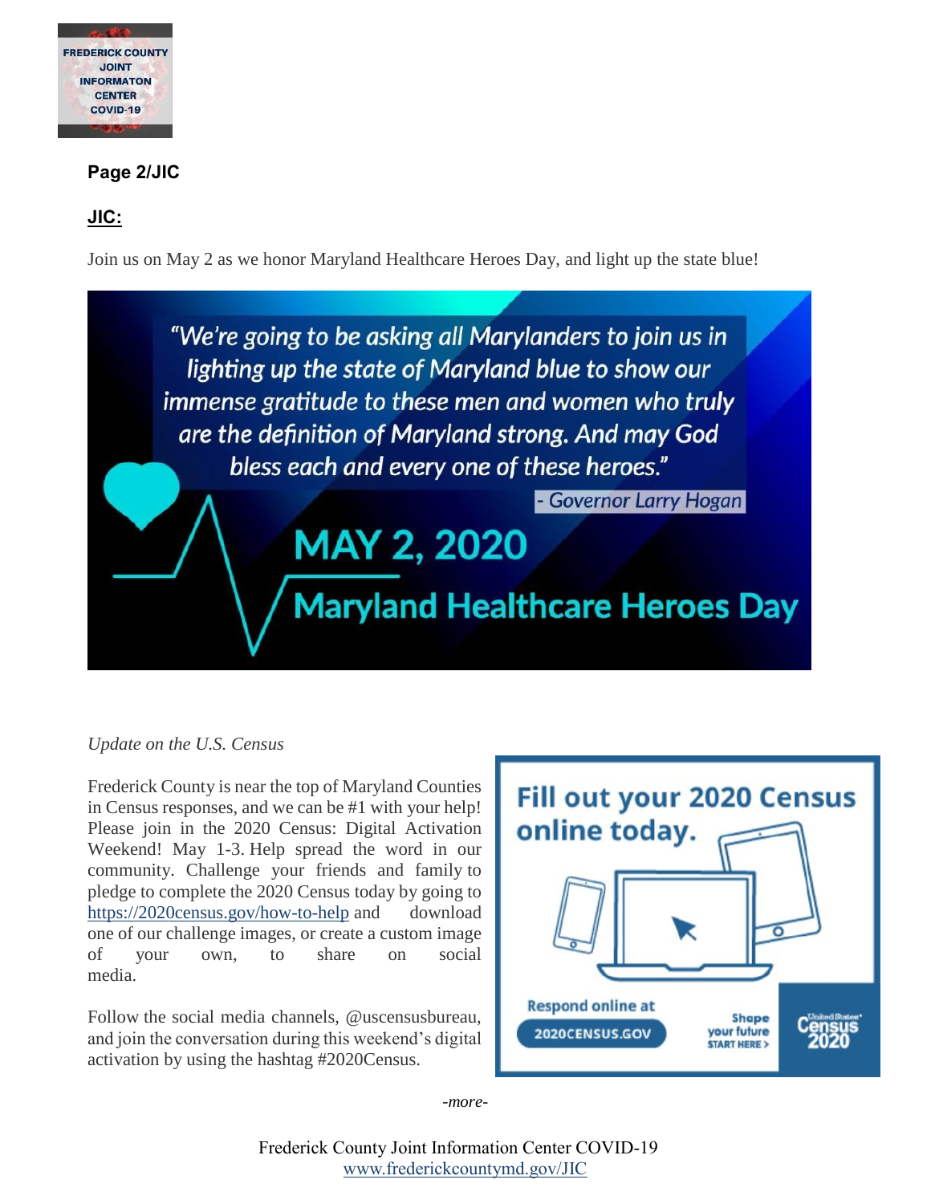**Page 2/JIC**

**JIC:**

Join us on May 2 as we honor Maryland Healthcare Heroes Day, and light up the state blue!

"We're going to be asking all Marylanders to join us in lighting up the state of Maryland blue to show our immense gratitude to these men and women who truly are the definition of Maryland strong. And may God bless each and every one of these heroes."

- Governor Larry Hogan

MAY 2, 2020

Maryland Healthcare Heroes Day

*Update on the U.S. Census*

Frederick County is near the top of Maryland Counties in Census responses, and we can be #1 with your help! Please join in the 2020 Census: Digital Activation Weekend! May 1-3. Help spread the word in our community. Challenge your friends and family to pledge to complete the 2020 Census today by going to https://2020census.gov/how-to-help and download one of our challenge images, or create a custom image of your own, to share on social media.

Follow the social media channels, @uscensusbureau, and join the conversation during this weekend's digital activation by using the hashtag #2020Census.

Fill out your 2020 Census online today.

Respond online at 2020CENSUS.GOV

Shape your future START HERE >

United States Census 2020

*-more-*

Frederick County Joint Information Center COVID-19
www.frederickcountymd.gov/JIC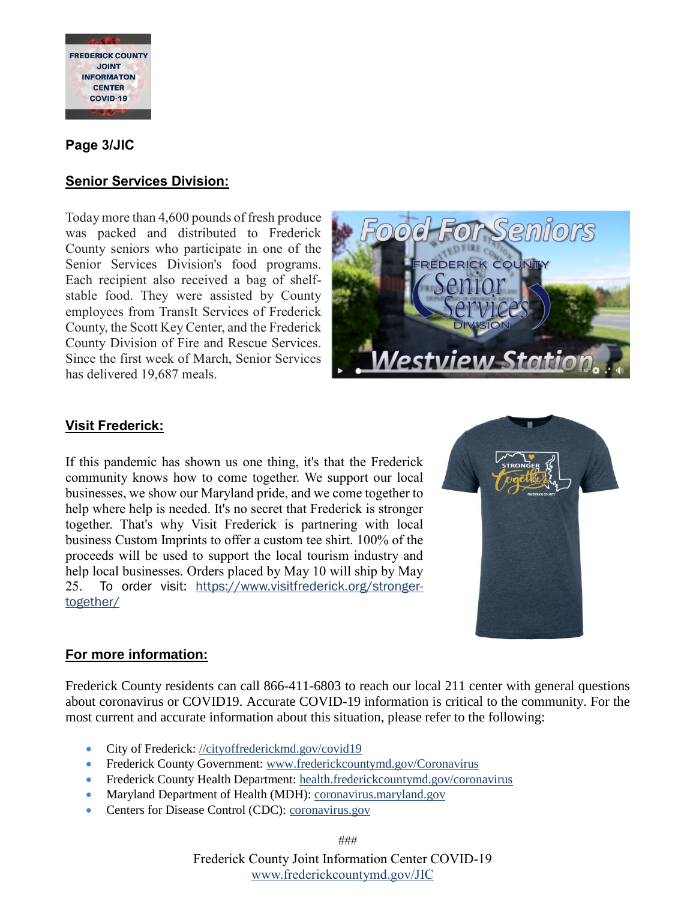**Page 3/JIC**

## Senior Services Division:

Today more than 4,600 pounds of fresh produce was packed and distributed to Frederick County seniors who participate in one of the Senior Services Division's food programs. Each recipient also received a bag of shelf-stable food. They were assisted by County employees from TransIt Services of Frederick County, the Scott Key Center, and the Frederick County Division of Fire and Rescue Services. Since the first week of March, Senior Services has delivered 19,687 meals.

## Visit Frederick:

If this pandemic has shown us one thing, it's that the Frederick community knows how to come together. We support our local businesses, we show our Maryland pride, and we come together to help where help is needed. It's no secret that Frederick is stronger together. That's why Visit Frederick is partnering with local business Custom Imprints to offer a custom tee shirt. 100% of the proceeds will be used to support the local tourism industry and help local businesses. Orders placed by May 10 will ship by May 25. To order visit: https://www.visitfrederick.org/stronger-together/

## For more information:

Frederick County residents can call 866-411-6803 to reach our local 211 center with general questions about coronavirus or COVID19. Accurate COVID-19 information is critical to the community. For the most current and accurate information about this situation, please refer to the following:

- City of Frederick: //cityoffrederickmd.gov/covid19
- Frederick County Government: www.frederickcountymd.gov/Coronavirus
- Frederick County Health Department: health.frederickcountymd.gov/coronavirus
- Maryland Department of Health (MDH): coronavirus.maryland.gov
- Centers for Disease Control (CDC): coronavirus.gov

###

Frederick County Joint Information Center COVID-19
www.frederickcountymd.gov/JIC